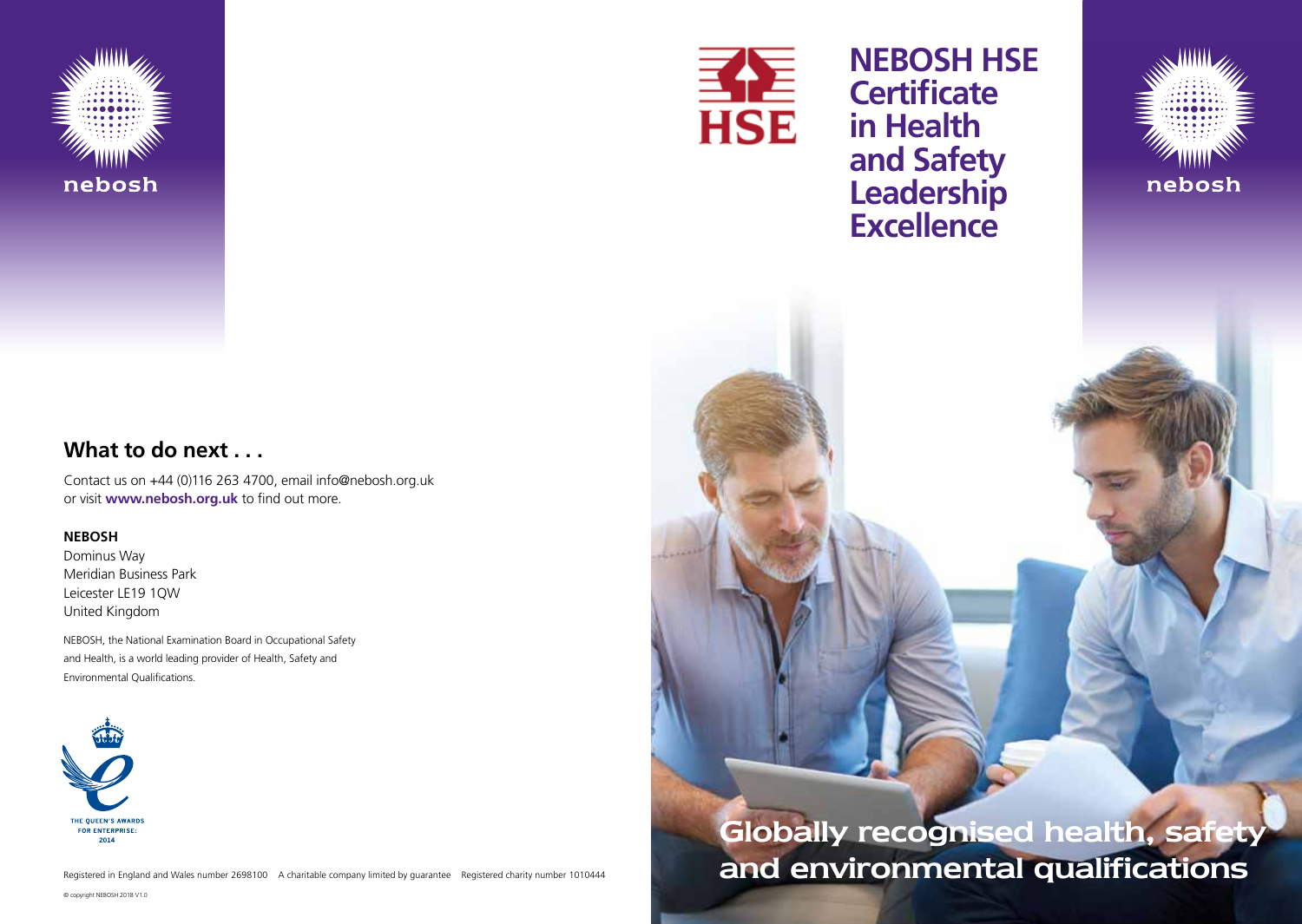# NEBOSH HSE Certificate in Health and Safety Leadership Excellence

## What to do next . . .

Contact us on +44 (0)116 263 4700, email info@nebosh.org.uk or visit **www.nebosh.org.uk** to find out more.

**NEBOSH**

Dominus Way
Meridian Business Park
Leicester LE19 1QW
United Kingdom

NEBOSH, the National Examination Board in Occupational Safety and Health, is a world leading provider of Health, Safety and Environmental Qualifications.

THE QUEEN'S AWARDS FOR ENTERPRISE: 2014

Registered in England and Wales number 2698100 A charitable company limited by guarantee Registered charity number 1010444

© copyright NEBOSH 2018 V1.0

**Globally recognised health, safety and environmental qualifications**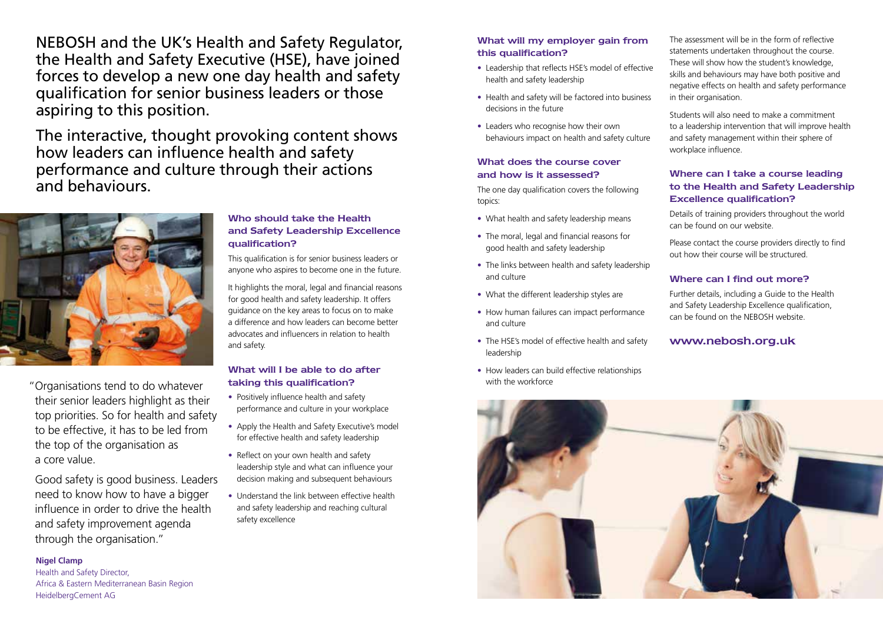NEBOSH and the UK's Health and Safety Regulator, the Health and Safety Executive (HSE), have joined forces to develop a new one day health and safety qualification for senior business leaders or those aspiring to this position.

The interactive, thought provoking content shows how leaders can influence health and safety performance and culture through their actions and behaviours.

"Organisations tend to do whatever their senior leaders highlight as their top priorities. So for health and safety to be effective, it has to be led from the top of the organisation as a core value.

Good safety is good business. Leaders need to know how to have a bigger influence in order to drive the health and safety improvement agenda through the organisation."

**Nigel Clamp**
Health and Safety Director,
Africa & Eastern Mediterranean Basin Region
HeidelbergCement AG

### Who should take the Health and Safety Leadership Excellence qualification?

This qualification is for senior business leaders or anyone who aspires to become one in the future.

It highlights the moral, legal and financial reasons for good health and safety leadership. It offers guidance on the key areas to focus on to make a difference and how leaders can become better advocates and influencers in relation to health and safety.

### What will I be able to do after taking this qualification?

- Positively influence health and safety performance and culture in your workplace
- Apply the Health and Safety Executive's model for effective health and safety leadership
- Reflect on your own health and safety leadership style and what can influence your decision making and subsequent behaviours
- Understand the link between effective health and safety leadership and reaching cultural safety excellence

### What will my employer gain from this qualification?

- Leadership that reflects HSE's model of effective health and safety leadership
- Health and safety will be factored into business decisions in the future
- Leaders who recognise how their own behaviours impact on health and safety culture

### What does the course cover and how is it assessed?

The one day qualification covers the following topics:

- What health and safety leadership means
- The moral, legal and financial reasons for good health and safety leadership
- The links between health and safety leadership and culture
- What the different leadership styles are
- How human failures can impact performance and culture
- The HSE's model of effective health and safety leadership
- How leaders can build effective relationships with the workforce

The assessment will be in the form of reflective statements undertaken throughout the course. These will show how the student's knowledge, skills and behaviours may have both positive and negative effects on health and safety performance in their organisation.

Students will also need to make a commitment to a leadership intervention that will improve health and safety management within their sphere of workplace influence.

### Where can I take a course leading to the Health and Safety Leadership Excellence qualification?

Details of training providers throughout the world can be found on our website.

Please contact the course providers directly to find out how their course will be structured.

### Where can I find out more?

Further details, including a Guide to the Health and Safety Leadership Excellence qualification, can be found on the NEBOSH website.

**www.nebosh.org.uk**